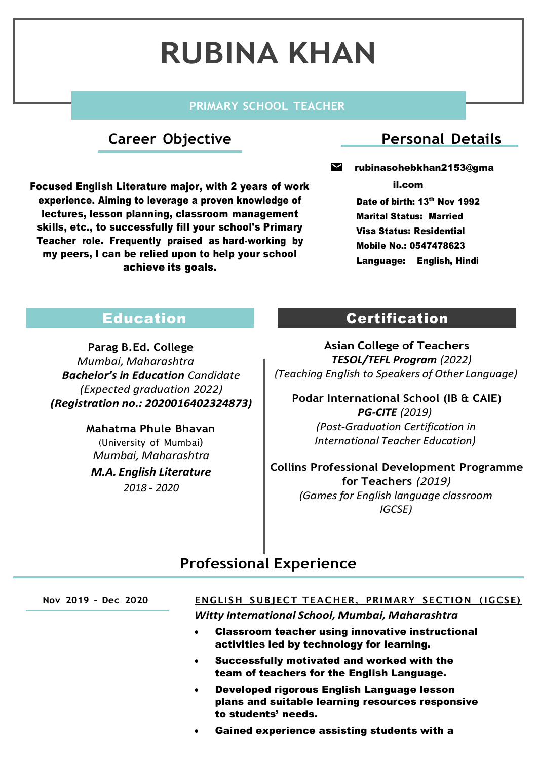# RUBINA KHAN

**PRIMARY SCHOOL TEACHER**

## Career Objective

**Focused English Literature major, with 2 years of work experience. Aiming to leverage a proven knowledge of lectures, lesson planning, classroom management skills, etc., to successfully fill your school's Primary Teacher role. Frequently praised as hard-working by my peers, I can be relied upon to help your school achieve its goals.**

## Personal Details

**rubinasohebkhan2153@gmail.com**

**Date of birth: 13th Nov 1992**

**Marital Status: Married**

**Visa Status: Residential**

**Mobile No.: 0547478623**

**Language: English, Hindi**

## Education

Parag B.Ed. College
*Mumbai, Maharashtra*
***Bachelor's in Education*** *Candidate*
*(Expected graduation 2022)*
***(Registration no.: 2020016402324873)***

Mahatma Phule Bhavan
(University of Mumbai)
*Mumbai, Maharashtra*
***M.A. English Literature***
*2018 - 2020*

## Certification

Asian College of Teachers
***TESOL/TEFL Program*** *(2022)*
*(Teaching English to Speakers of Other Language)*

Podar International School (IB & CAIE)
***PG-CITE*** *(2019)*
*(Post-Graduation Certification in International Teacher Education)*

Collins Professional Development Programme for Teachers *(2019)*
*(Games for English language classroom IGCSE)*

## Professional Experience

**Nov 2019 - Dec 2020**

**ENGLISH SUBJECT TEACHER, PRIMARY SECTION (IGCSE)**
***Witty International School, Mumbai, Maharashtra***

- **Classroom teacher using innovative instructional activities led by technology for learning.**
- **Successfully motivated and worked with the team of teachers for the English Language.**
- **Developed rigorous English Language lesson plans and suitable learning resources responsive to students' needs.**
- **Gained experience assisting students with a**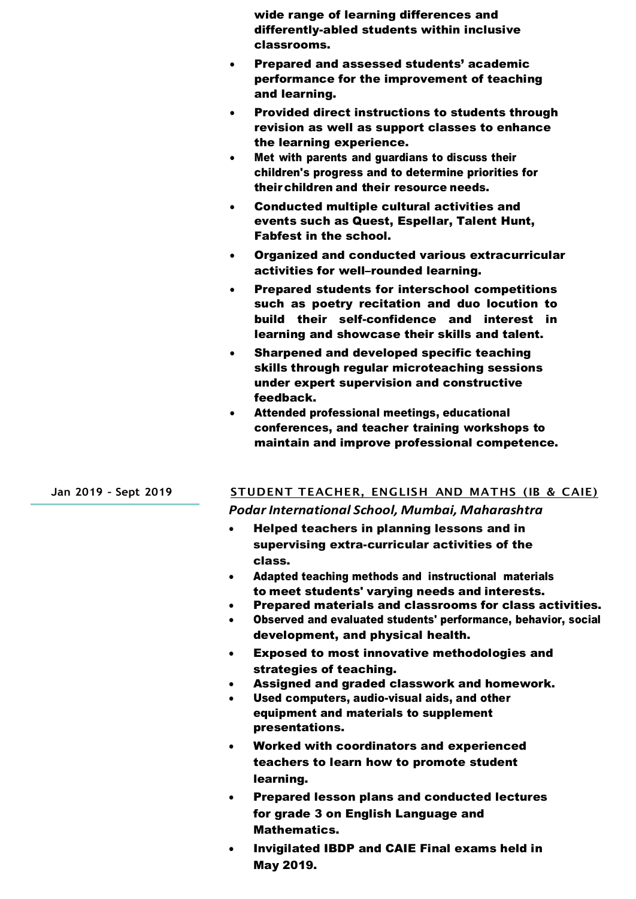wide range of learning differences and differently-abled students within inclusive classrooms.

- Prepared and assessed students' academic performance for the improvement of teaching and learning.
- Provided direct instructions to students through revision as well as support classes to enhance the learning experience.
- Met with parents and guardians to discuss their children's progress and to determine priorities for their children and their resource needs.
- Conducted multiple cultural activities and events such as Quest, Espellar, Talent Hunt, Fabfest in the school.
- Organized and conducted various extracurricular activities for well–rounded learning.
- Prepared students for interschool competitions such as poetry recitation and duo locution to build their self-confidence and interest in learning and showcase their skills and talent.
- Sharpened and developed specific teaching skills through regular microteaching sessions under expert supervision and constructive feedback.
- Attended professional meetings, educational conferences, and teacher training workshops to maintain and improve professional competence.

Jan 2019 - Sept 2019

## STUDENT TEACHER, ENGLISH AND MATHS (IB & CAIE)

*Podar International School, Mumbai, Maharashtra*

- Helped teachers in planning lessons and in supervising extra-curricular activities of the class.
- Adapted teaching methods and instructional materials to meet students' varying needs and interests.
- Prepared materials and classrooms for class activities.
- Observed and evaluated students' performance, behavior, social development, and physical health.
- Exposed to most innovative methodologies and strategies of teaching.
- Assigned and graded classwork and homework.
- Used computers, audio-visual aids, and other equipment and materials to supplement presentations.
- Worked with coordinators and experienced teachers to learn how to promote student learning.
- Prepared lesson plans and conducted lectures for grade 3 on English Language and Mathematics.
- Invigilated IBDP and CAIE Final exams held in May 2019.